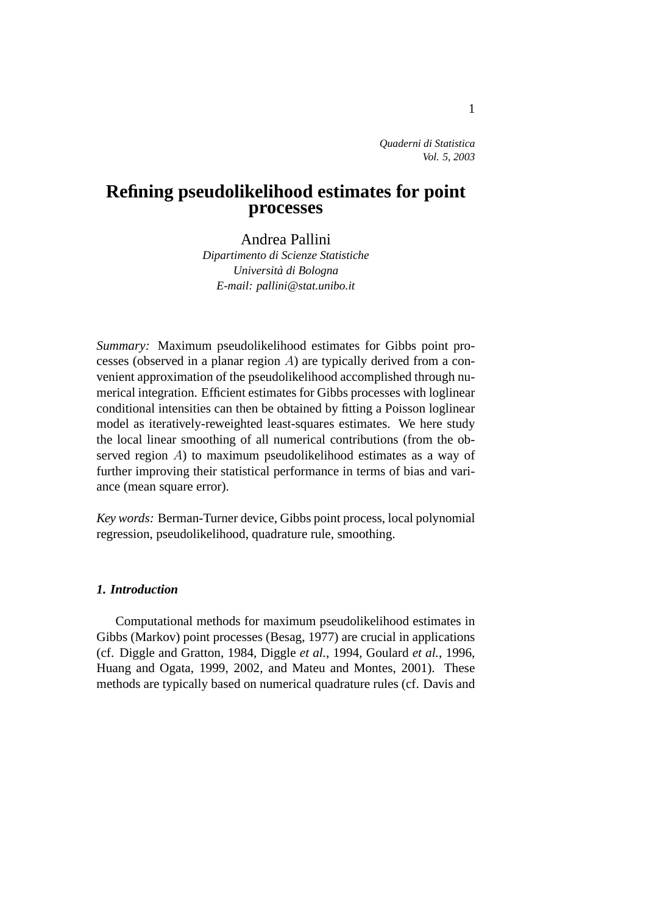# Refining pseudolikelihood estimates for point processes

Andrea Pallini

*Dipartimento di Scienze Statistiche*
*Università di Bologna*
*E-mail: pallini@stat.unibo.it*

*Summary:* Maximum pseudolikelihood estimates for Gibbs point processes (observed in a planar region $A$) are typically derived from a convenient approximation of the pseudolikelihood accomplished through numerical integration. Efficient estimates for Gibbs processes with loglinear conditional intensities can then be obtained by fitting a Poisson loglinear model as iteratively-reweighted least-squares estimates. We here study the local linear smoothing of all numerical contributions (from the observed region $A$) to maximum pseudolikelihood estimates as a way of further improving their statistical performance in terms of bias and variance (mean square error).

*Key words:* Berman-Turner device, Gibbs point process, local polynomial regression, pseudolikelihood, quadrature rule, smoothing.

## 1. Introduction

Computational methods for maximum pseudolikelihood estimates in Gibbs (Markov) point processes (Besag, 1977) are crucial in applications (cf. Diggle and Gratton, 1984, Diggle *et al.*, 1994, Goulard *et al.*, 1996, Huang and Ogata, 1999, 2002, and Mateu and Montes, 2001). These methods are typically based on numerical quadrature rules (cf. Davis and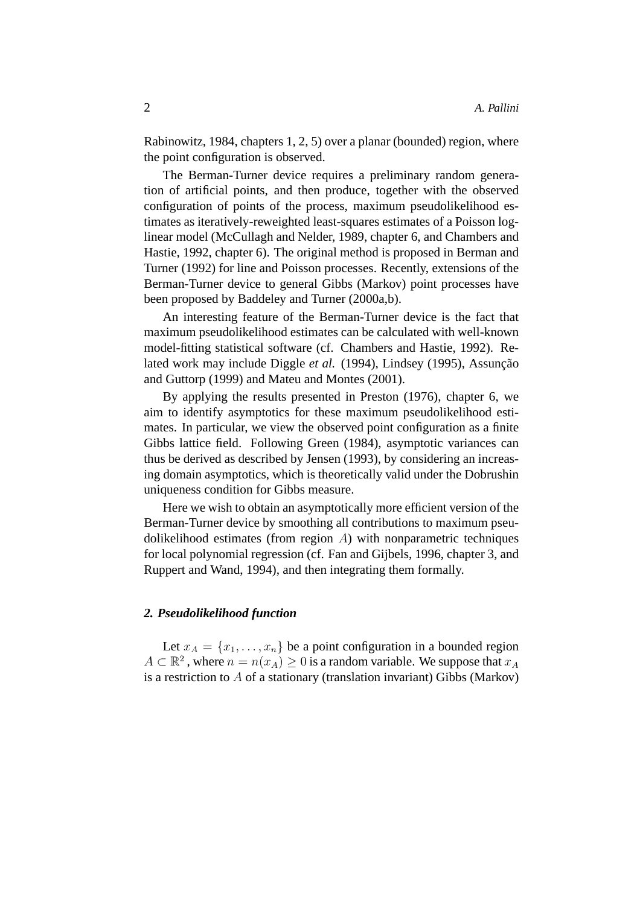Rabinowitz, 1984, chapters 1, 2, 5) over a planar (bounded) region, where the point configuration is observed.

The Berman-Turner device requires a preliminary random generation of artificial points, and then produce, together with the observed configuration of points of the process, maximum pseudolikelihood estimates as iteratively-reweighted least-squares estimates of a Poisson log-linear model (McCullagh and Nelder, 1989, chapter 6, and Chambers and Hastie, 1992, chapter 6). The original method is proposed in Berman and Turner (1992) for line and Poisson processes. Recently, extensions of the Berman-Turner device to general Gibbs (Markov) point processes have been proposed by Baddeley and Turner (2000a,b).

An interesting feature of the Berman-Turner device is the fact that maximum pseudolikelihood estimates can be calculated with well-known model-fitting statistical software (cf. Chambers and Hastie, 1992). Related work may include Diggle *et al.* (1994), Lindsey (1995), Assunção and Guttorp (1999) and Mateu and Montes (2001).

By applying the results presented in Preston (1976), chapter 6, we aim to identify asymptotics for these maximum pseudolikelihood estimates. In particular, we view the observed point configuration as a finite Gibbs lattice field. Following Green (1984), asymptotic variances can thus be derived as described by Jensen (1993), by considering an increasing domain asymptotics, which is theoretically valid under the Dobrushin uniqueness condition for Gibbs measure.

Here we wish to obtain an asymptotically more efficient version of the Berman-Turner device by smoothing all contributions to maximum pseudolikelihood estimates (from region $A$) with nonparametric techniques for local polynomial regression (cf. Fan and Gijbels, 1996, chapter 3, and Ruppert and Wand, 1994), and then integrating them formally.

## *2. Pseudolikelihood function*

Let $x_A = \{x_1, \ldots, x_n\}$ be a point configuration in a bounded region $A \subset \mathbb{R}^2$, where $n = n(x_A) \geq 0$ is a random variable. We suppose that $x_A$ is a restriction to $A$ of a stationary (translation invariant) Gibbs (Markov)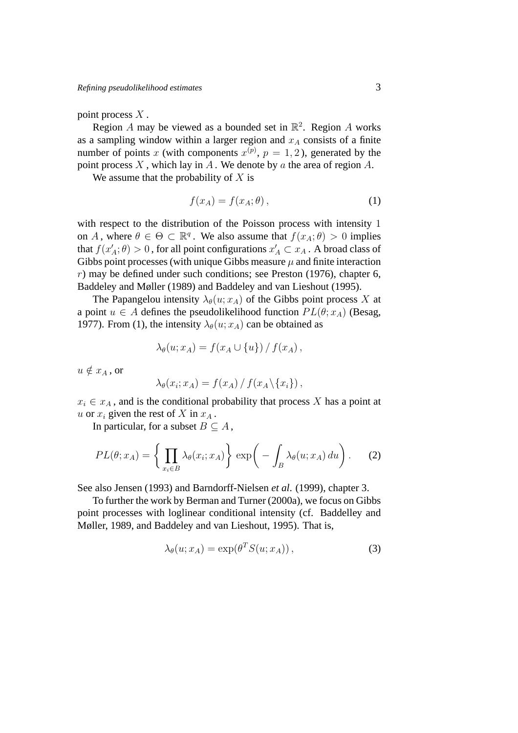point process $X$ .

Region $A$ may be viewed as a bounded set in $\mathbb{R}^2$. Region $A$ works as a sampling window within a larger region and $x_A$ consists of a finite number of points $x$ (with components $x^{(p)}$, $p = 1, 2$ ), generated by the point process $X$ , which lay in $A$ . We denote by $a$ the area of region $A$.

We assume that the probability of $X$ is

$$f(x_A) = f(x_A; \theta)\,, \tag{1}$$

with respect to the distribution of the Poisson process with intensity 1 on $A$ , where $\theta \in \Theta \subset \mathbb{R}^q$ . We also assume that $f(x_A; \theta) > 0$ implies that $f(x'_A; \theta) > 0$ , for all point configurations $x'_A \subset x_A$ . A broad class of Gibbs point processes (with unique Gibbs measure $\mu$ and finite interaction $r$) may be defined under such conditions; see Preston (1976), chapter 6, Baddeley and Møller (1989) and Baddeley and van Lieshout (1995).

The Papangelou intensity $\lambda_\theta(u; x_A)$ of the Gibbs point process $X$ at a point $u \in A$ defines the pseudolikelihood function $PL(\theta; x_A)$ (Besag, 1977). From (1), the intensity $\lambda_\theta(u; x_A)$ can be obtained as

$$\lambda_\theta(u; x_A) = f(x_A \cup \{u\}) \,/\, f(x_A)\,,$$

$u \notin x_A$ , or

$$\lambda_\theta(x_i; x_A) = f(x_A) \,/\, f(x_A \backslash \{x_i\})\,,$$

$x_i \in x_A$ , and is the conditional probability that process $X$ has a point at $u$ or $x_i$ given the rest of $X$ in $x_A$ .

In particular, for a subset $B \subseteq A$ ,

$$PL(\theta; x_A) = \left\{ \prod_{x_i \in B} \lambda_\theta(x_i; x_A) \right\} \exp\biggl( - \int_B \lambda_\theta(u; x_A)\, du \biggr)\,. \tag{2}$$

See also Jensen (1993) and Barndorff-Nielsen *et al.* (1999), chapter 3.

To further the work by Berman and Turner (2000a), we focus on Gibbs point processes with loglinear conditional intensity (cf. Baddelley and Møller, 1989, and Baddeley and van Lieshout, 1995). That is,

$$\lambda_\theta(u; x_A) = \exp(\theta^T S(u; x_A))\,, \tag{3}$$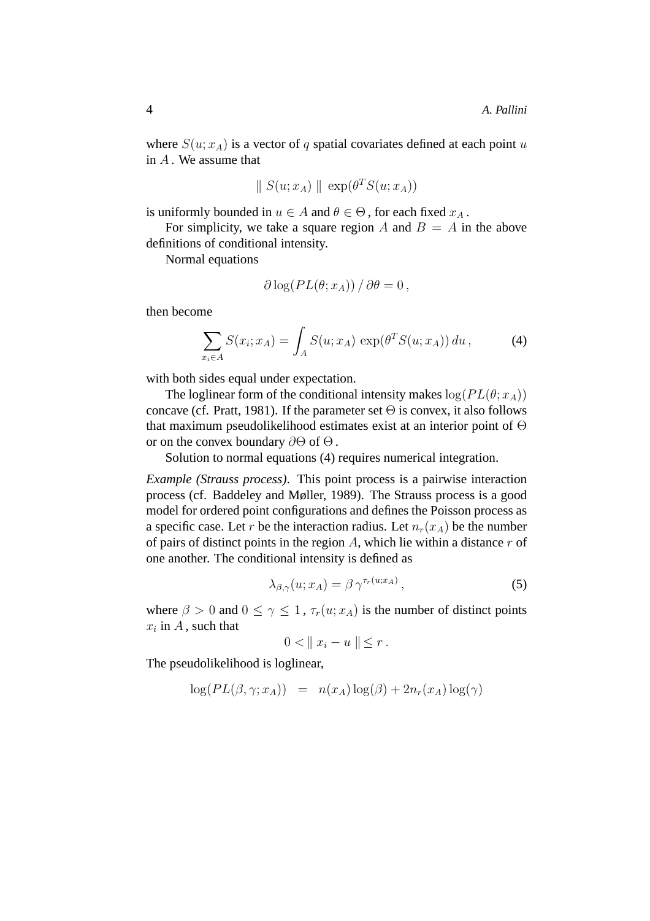where $S(u; x_A)$ is a vector of $q$ spatial covariates defined at each point $u$ in $A$. We assume that

$$\| \, S(u; x_A) \, \| \, \exp(\theta^T S(u; x_A))$$

is uniformly bounded in $u \in A$ and $\theta \in \Theta$, for each fixed $x_A$.

For simplicity, we take a square region $A$ and $B = A$ in the above definitions of conditional intensity.

Normal equations

$$\partial \log(PL(\theta; x_A)) \, / \, \partial\theta = 0 \,,$$

then become

$$\sum_{x_i \in A} S(x_i; x_A) = \int_A S(u; x_A) \, \exp(\theta^T S(u; x_A)) \, du \,, \tag{4}$$

with both sides equal under expectation.

The loglinear form of the conditional intensity makes $\log(PL(\theta; x_A))$ concave (cf. Pratt, 1981). If the parameter set $\Theta$ is convex, it also follows that maximum pseudolikelihood estimates exist at an interior point of $\Theta$ or on the convex boundary $\partial\Theta$ of $\Theta$.

Solution to normal equations (4) requires numerical integration.

*Example (Strauss process).* This point process is a pairwise interaction process (cf. Baddeley and Møller, 1989). The Strauss process is a good model for ordered point configurations and defines the Poisson process as a specific case. Let $r$ be the interaction radius. Let $n_r(x_A)$ be the number of pairs of distinct points in the region $A$, which lie within a distance $r$ of one another. The conditional intensity is defined as

$$\lambda_{\beta,\gamma}(u; x_A) = \beta \, \gamma^{\tau_r(u; x_A)} \,, \tag{5}$$

where $\beta > 0$ and $0 \leq \gamma \leq 1$, $\tau_r(u; x_A)$ is the number of distinct points $x_i$ in $A$, such that

$$0 < \| \, x_i - u \, \| \leq r \,.$$

The pseudolikelihood is loglinear,

$$\log(PL(\beta, \gamma; x_A)) \quad = \quad n(x_A) \log(\beta) + 2n_r(x_A) \log(\gamma)$$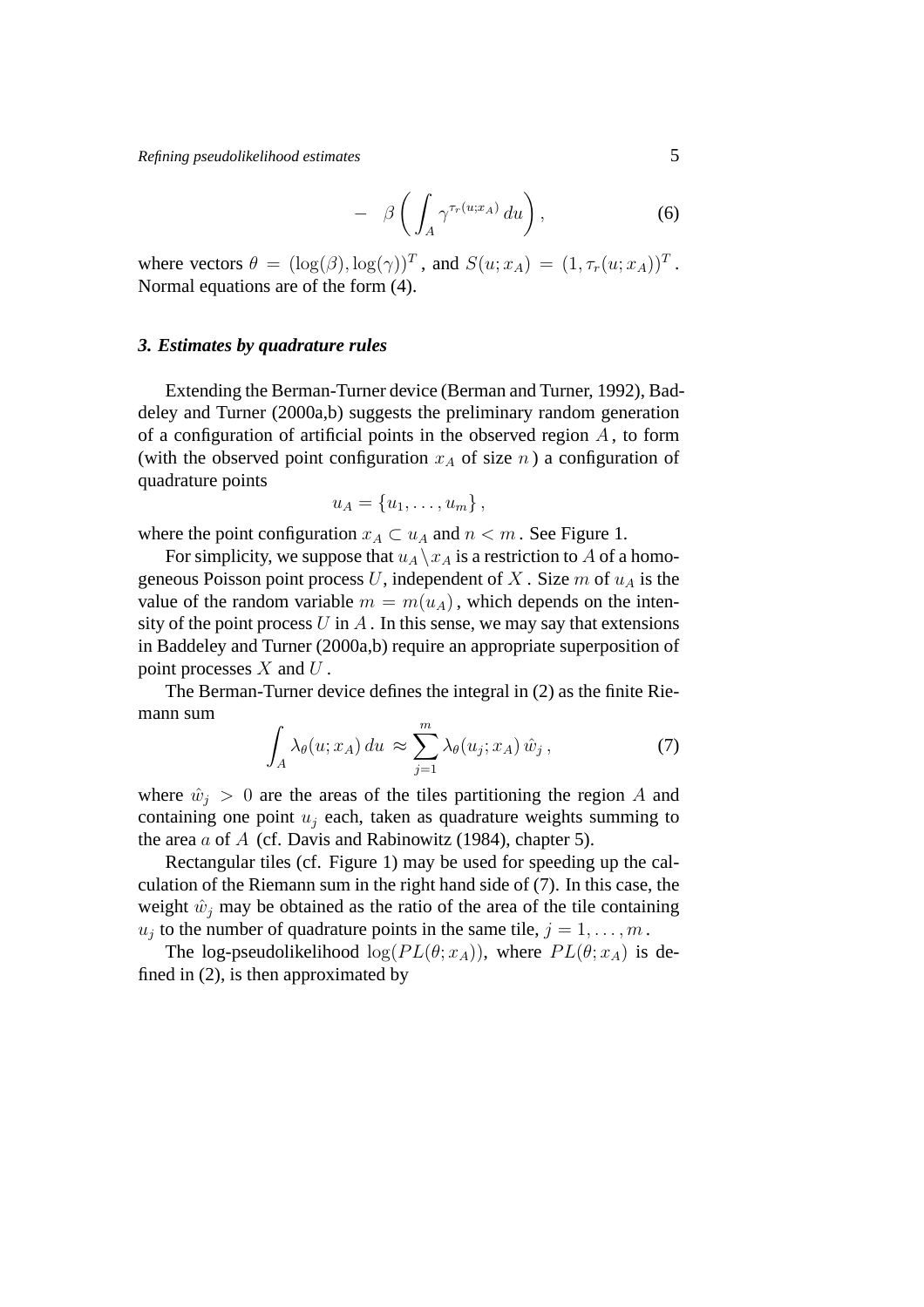$$- \quad \beta \left( \int_A \gamma^{\tau_r(u;x_A)} \, du \right), \tag{6}$$

where vectors $\theta = (\log(\beta), \log(\gamma))^T$, and $S(u; x_A) = (1, \tau_r(u; x_A))^T$. Normal equations are of the form (4).

### *3. Estimates by quadrature rules*

Extending the Berman-Turner device (Berman and Turner, 1992), Baddeley and Turner (2000a,b) suggests the preliminary random generation of a configuration of artificial points in the observed region $A$, to form (with the observed point configuration $x_A$ of size $n$) a configuration of quadrature points

$$u_A = \{u_1, \ldots, u_m\},$$

where the point configuration $x_A \subset u_A$ and $n < m$. See Figure 1.

For simplicity, we suppose that $u_A \setminus x_A$ is a restriction to $A$ of a homogeneous Poisson point process $U$, independent of $X$. Size $m$ of $u_A$ is the value of the random variable $m = m(u_A)$, which depends on the intensity of the point process $U$ in $A$. In this sense, we may say that extensions in Baddeley and Turner (2000a,b) require an appropriate superposition of point processes $X$ and $U$.

The Berman-Turner device defines the integral in (2) as the finite Riemann sum

$$\int_A \lambda_\theta(u; x_A) \, du \approx \sum_{j=1}^{m} \lambda_\theta(u_j; x_A) \, \hat{w}_j, \tag{7}$$

where $\hat{w}_j > 0$ are the areas of the tiles partitioning the region $A$ and containing one point $u_j$ each, taken as quadrature weights summing to the area $a$ of $A$ (cf. Davis and Rabinowitz (1984), chapter 5).

Rectangular tiles (cf. Figure 1) may be used for speeding up the calculation of the Riemann sum in the right hand side of (7). In this case, the weight $\hat{w}_j$ may be obtained as the ratio of the area of the tile containing $u_j$ to the number of quadrature points in the same tile, $j = 1, \ldots, m$.

The log-pseudolikelihood $\log(PL(\theta; x_A))$, where $PL(\theta; x_A)$ is defined in (2), is then approximated by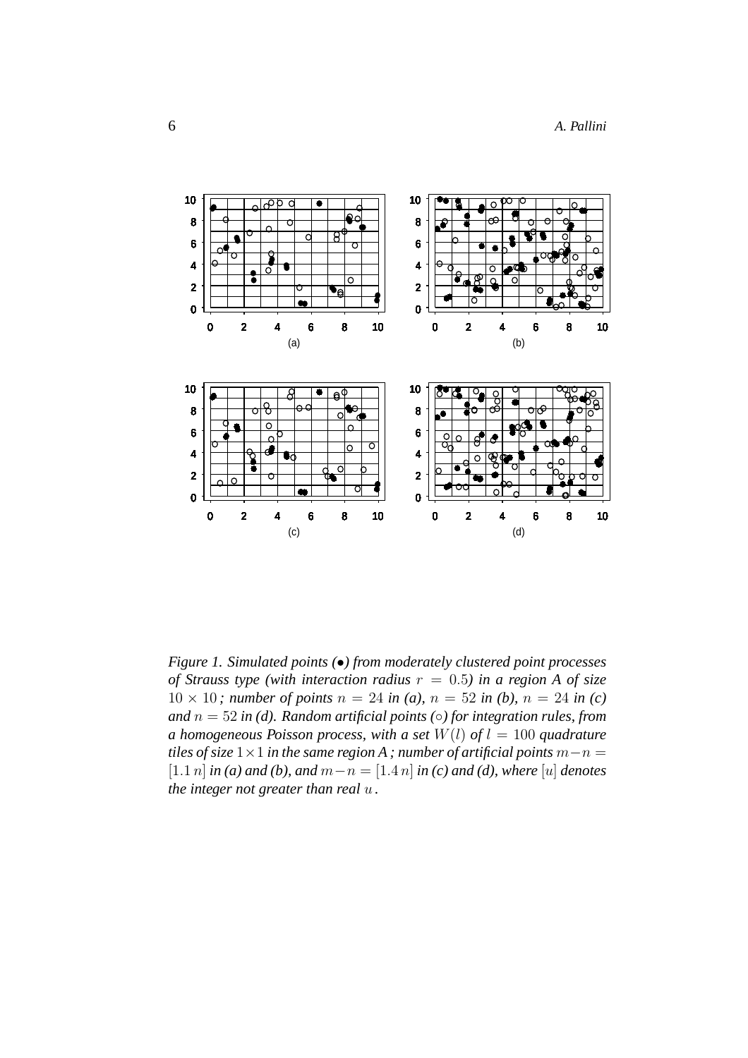*Figure 1. Simulated points (•) from moderately clustered point processes of Strauss type (with interaction radius $r = 0.5$) in a region A of size $10 \times 10$ ; number of points $n = 24$ in (a), $n = 52$ in (b), $n = 24$ in (c) and $n = 52$ in (d). Random artificial points (○) for integration rules, from a homogeneous Poisson process, with a set $W(l)$ of $l = 100$ quadrature tiles of size $1 \times 1$ in the same region A ; number of artificial points $m - n = [1.1\, n]$ in (a) and (b), and $m - n = [1.4\, n]$ in (c) and (d), where $[u]$ denotes the integer not greater than real $u$ .*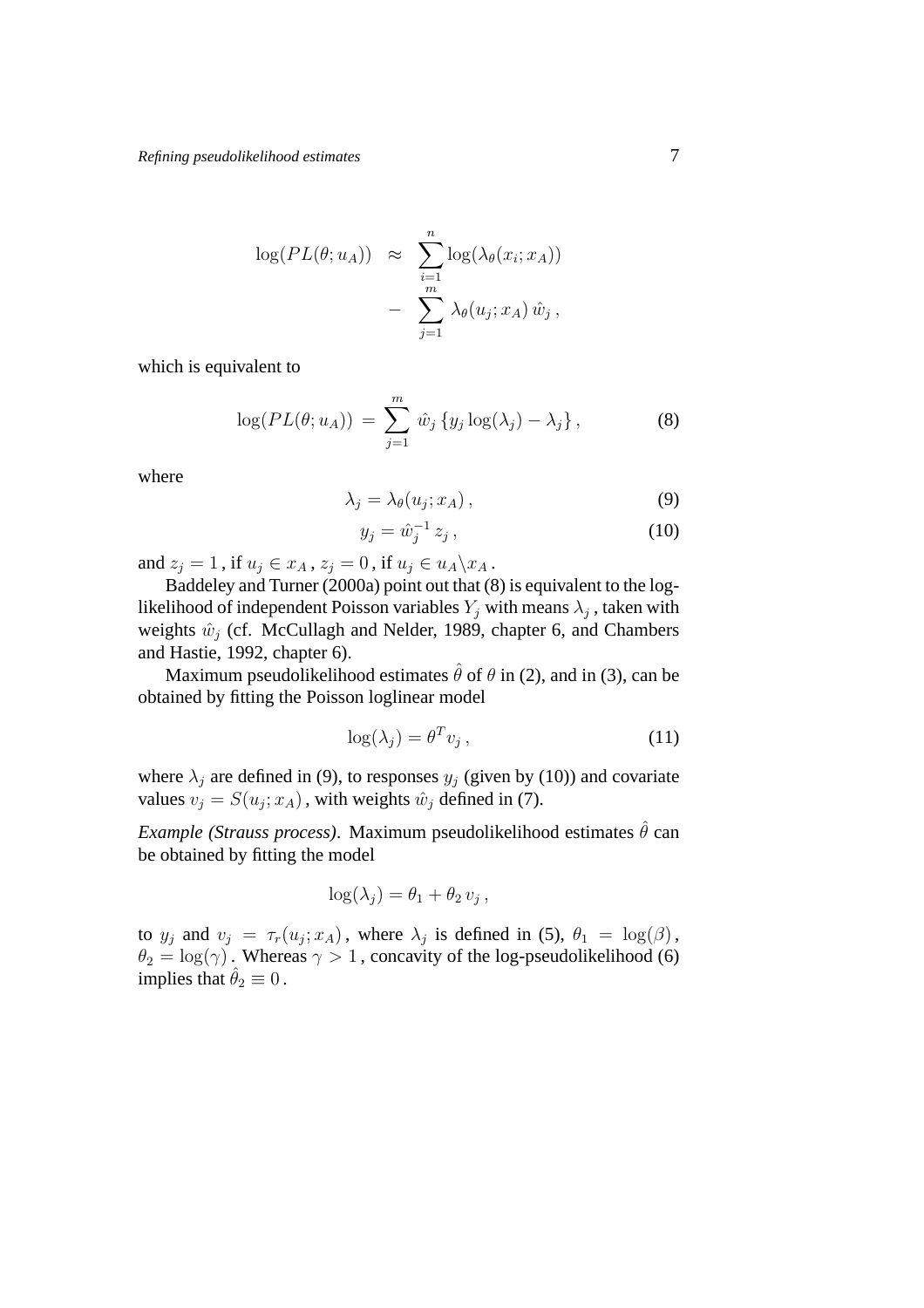$$
\begin{aligned}
\log(PL(\theta; u_A)) \;\; &\approx \;\; \sum_{i=1}^{n} \log(\lambda_\theta(x_i; x_A)) \\
&\quad - \;\; \sum_{j=1}^{m} \lambda_\theta(u_j; x_A)\, \hat{w}_j \,,
\end{aligned}
$$

which is equivalent to

$$
\log(PL(\theta; u_A)) \,=\, \sum_{j=1}^{m} \, \hat{w}_j \left\{ y_j \log(\lambda_j) - \lambda_j \right\}, \tag{8}
$$

where

$$
\lambda_j = \lambda_\theta(u_j; x_A)\,, \tag{9}
$$

$$
y_j = \hat{w}_j^{-1}\, z_j\,, \tag{10}
$$

and $z_j = 1$, if $u_j \in x_A$, $z_j = 0$, if $u_j \in u_A \backslash x_A$.

Baddeley and Turner (2000a) point out that (8) is equivalent to the log-likelihood of independent Poisson variables $Y_j$ with means $\lambda_j$, taken with weights $\hat{w}_j$ (cf. McCullagh and Nelder, 1989, chapter 6, and Chambers and Hastie, 1992, chapter 6).

Maximum pseudolikelihood estimates $\hat{\theta}$ of $\theta$ in (2), and in (3), can be obtained by fitting the Poisson loglinear model

$$
\log(\lambda_j) = \theta^T v_j\,, \tag{11}
$$

where $\lambda_j$ are defined in (9), to responses $y_j$ (given by (10)) and covariate values $v_j = S(u_j; x_A)$, with weights $\hat{w}_j$ defined in (7).

*Example (Strauss process)*. Maximum pseudolikelihood estimates $\hat{\theta}$ can be obtained by fitting the model

$$
\log(\lambda_j) = \theta_1 + \theta_2\, v_j\,,
$$

to $y_j$ and $v_j = \tau_r(u_j; x_A)$, where $\lambda_j$ is defined in (5), $\theta_1 = \log(\beta)$, $\theta_2 = \log(\gamma)$. Whereas $\gamma > 1$, concavity of the log-pseudolikelihood (6) implies that $\hat{\theta}_2 \equiv 0$.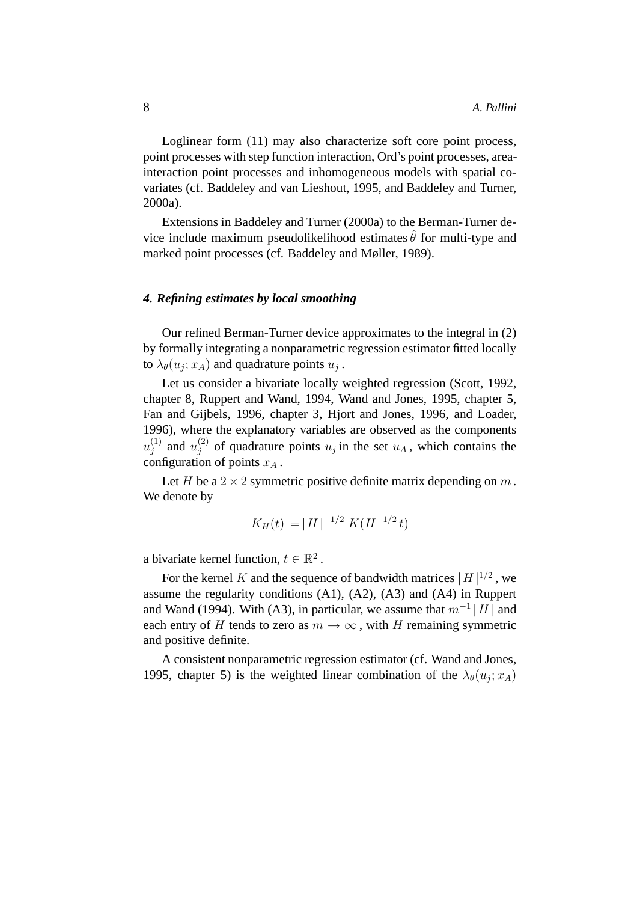Loglinear form (11) may also characterize soft core point process, point processes with step function interaction, Ord's point processes, area-interaction point processes and inhomogeneous models with spatial covariates (cf. Baddeley and van Lieshout, 1995, and Baddeley and Turner, 2000a).

Extensions in Baddeley and Turner (2000a) to the Berman-Turner device include maximum pseudolikelihood estimates $\hat{\theta}$ for multi-type and marked point processes (cf. Baddeley and Møller, 1989).

### *4. Refining estimates by local smoothing*

Our refined Berman-Turner device approximates to the integral in (2) by formally integrating a nonparametric regression estimator fitted locally to $\lambda_\theta(u_j; x_A)$ and quadrature points $u_j$.

Let us consider a bivariate locally weighted regression (Scott, 1992, chapter 8, Ruppert and Wand, 1994, Wand and Jones, 1995, chapter 5, Fan and Gijbels, 1996, chapter 3, Hjort and Jones, 1996, and Loader, 1996), where the explanatory variables are observed as the components $u_j^{(1)}$ and $u_j^{(2)}$ of quadrature points $u_j$ in the set $u_A$, which contains the configuration of points $x_A$.

Let $H$ be a $2 \times 2$ symmetric positive definite matrix depending on $m$. We denote by

$$K_H(t) = |H|^{-1/2} K(H^{-1/2} t)$$

a bivariate kernel function, $t \in \mathbb{R}^2$.

For the kernel $K$ and the sequence of bandwidth matrices $|H|^{1/2}$, we assume the regularity conditions (A1), (A2), (A3) and (A4) in Ruppert and Wand (1994). With (A3), in particular, we assume that $m^{-1}|H|$ and each entry of $H$ tends to zero as $m \to \infty$, with $H$ remaining symmetric and positive definite.

A consistent nonparametric regression estimator (cf. Wand and Jones, 1995, chapter 5) is the weighted linear combination of the $\lambda_\theta(u_j; x_A)$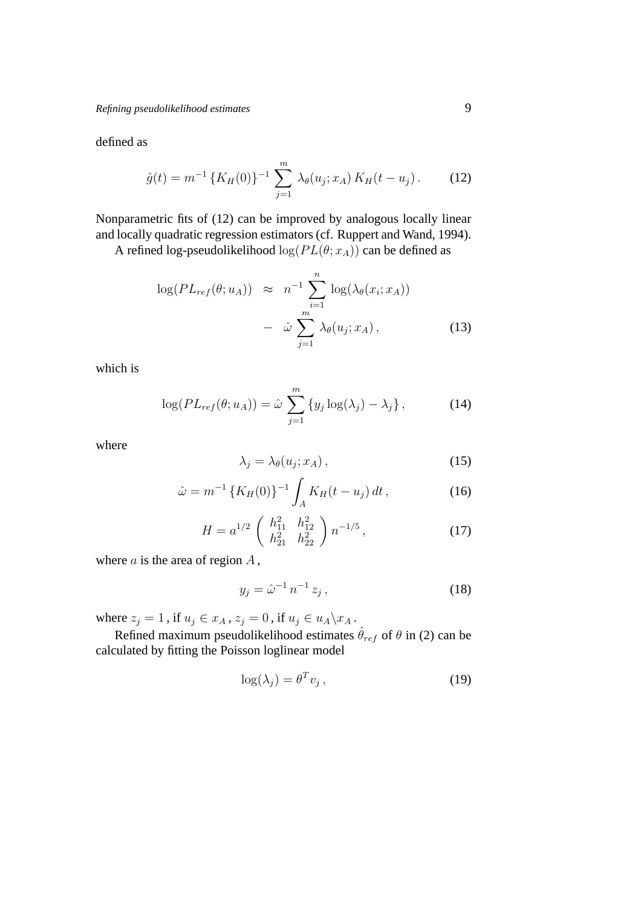defined as

$$\hat{g}(t) = m^{-1} \{K_H(0)\}^{-1} \sum_{j=1}^{m} \lambda_\theta(u_j; x_A) \, K_H(t - u_j) \, . \tag{12}$$

Nonparametric fits of (12) can be improved by analogous locally linear and locally quadratic regression estimators (cf. Ruppert and Wand, 1994).

A refined log-pseudolikelihood $\log(PL(\theta; x_A))$ can be defined as

$$\begin{aligned} \log(PL_{ref}(\theta; u_A)) \;\; &\approx \;\; n^{-1} \sum_{i=1}^{n} \log(\lambda_\theta(x_i; x_A)) \\ &\quad - \;\; \hat{\omega} \sum_{j=1}^{m} \lambda_\theta(u_j; x_A) \, , \end{aligned} \tag{13}$$

which is

$$\log(PL_{ref}(\theta; u_A)) = \hat{\omega} \sum_{j=1}^{m} \{ y_j \log(\lambda_j) - \lambda_j \} \, , \tag{14}$$

where

$$\lambda_j = \lambda_\theta(u_j; x_A) \, , \tag{15}$$

$$\hat{\omega} = m^{-1} \{K_H(0)\}^{-1} \int_A K_H(t - u_j) \, dt \, , \tag{16}$$

$$H = a^{1/2} \begin{pmatrix} h_{11}^2 & h_{12}^2 \\ h_{21}^2 & h_{22}^2 \end{pmatrix} n^{-1/5} \, , \tag{17}$$

where $a$ is the area of region $A$,

$$y_j = \hat{\omega}^{-1} \, n^{-1} \, z_j \, , \tag{18}$$

where $z_j = 1$, if $u_j \in x_A$, $z_j = 0$, if $u_j \in u_A \backslash x_A$.

Refined maximum pseudolikelihood estimates $\hat{\theta}_{ref}$ of $\theta$ in (2) can be calculated by fitting the Poisson loglinear model

$$\log(\lambda_j) = \theta^T v_j \, , \tag{19}$$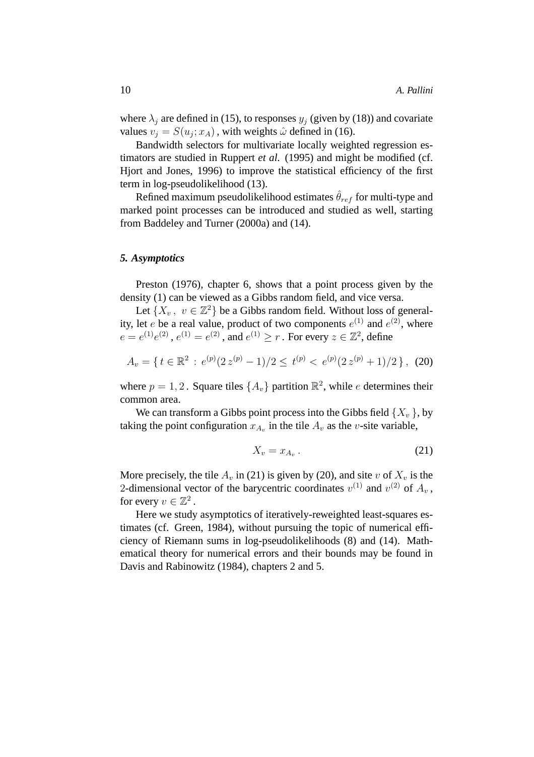where $\lambda_j$ are defined in (15), to responses $y_j$ (given by (18)) and covariate values $v_j = S(u_j; x_A)$, with weights $\hat{\omega}$ defined in (16).

Bandwidth selectors for multivariate locally weighted regression estimators are studied in Ruppert *et al.* (1995) and might be modified (cf. Hjort and Jones, 1996) to improve the statistical efficiency of the first term in log-pseudolikelihood (13).

Refined maximum pseudolikelihood estimates $\hat{\theta}_{ref}$ for multi-type and marked point processes can be introduced and studied as well, starting from Baddeley and Turner (2000a) and (14).

## *5. Asymptotics*

Preston (1976), chapter 6, shows that a point process given by the density (1) can be viewed as a Gibbs random field, and vice versa.

Let $\{X_v\,,\ v \in \mathbb{Z}^2\}$ be a Gibbs random field. Without loss of generality, let $e$ be a real value, product of two components $e^{(1)}$ and $e^{(2)}$, where $e = e^{(1)}e^{(2)}$, $e^{(1)} = e^{(2)}$, and $e^{(1)} \geq r$. For every $z \in \mathbb{Z}^2$, define

$$A_v = \{\, t \in \mathbb{R}^2 \,:\, e^{(p)}(2\,z^{(p)} - 1)/2 \leq t^{(p)} < e^{(p)}(2\,z^{(p)} + 1)/2 \,\}\,, \quad (20)$$

where $p = 1, 2$. Square tiles $\{A_v\}$ partition $\mathbb{R}^2$, while $e$ determines their common area.

We can transform a Gibbs point process into the Gibbs field $\{X_v\}$, by taking the point configuration $x_{A_v}$ in the tile $A_v$ as the $v$-site variable,

$$X_v = x_{A_v}\,. \quad (21)$$

More precisely, the tile $A_v$ in (21) is given by (20), and site $v$ of $X_v$ is the 2-dimensional vector of the barycentric coordinates $v^{(1)}$ and $v^{(2)}$ of $A_v$, for every $v \in \mathbb{Z}^2$.

Here we study asymptotics of iteratively-reweighted least-squares estimates (cf. Green, 1984), without pursuing the topic of numerical efficiency of Riemann sums in log-pseudolikelihoods (8) and (14). Mathematical theory for numerical errors and their bounds may be found in Davis and Rabinowitz (1984), chapters 2 and 5.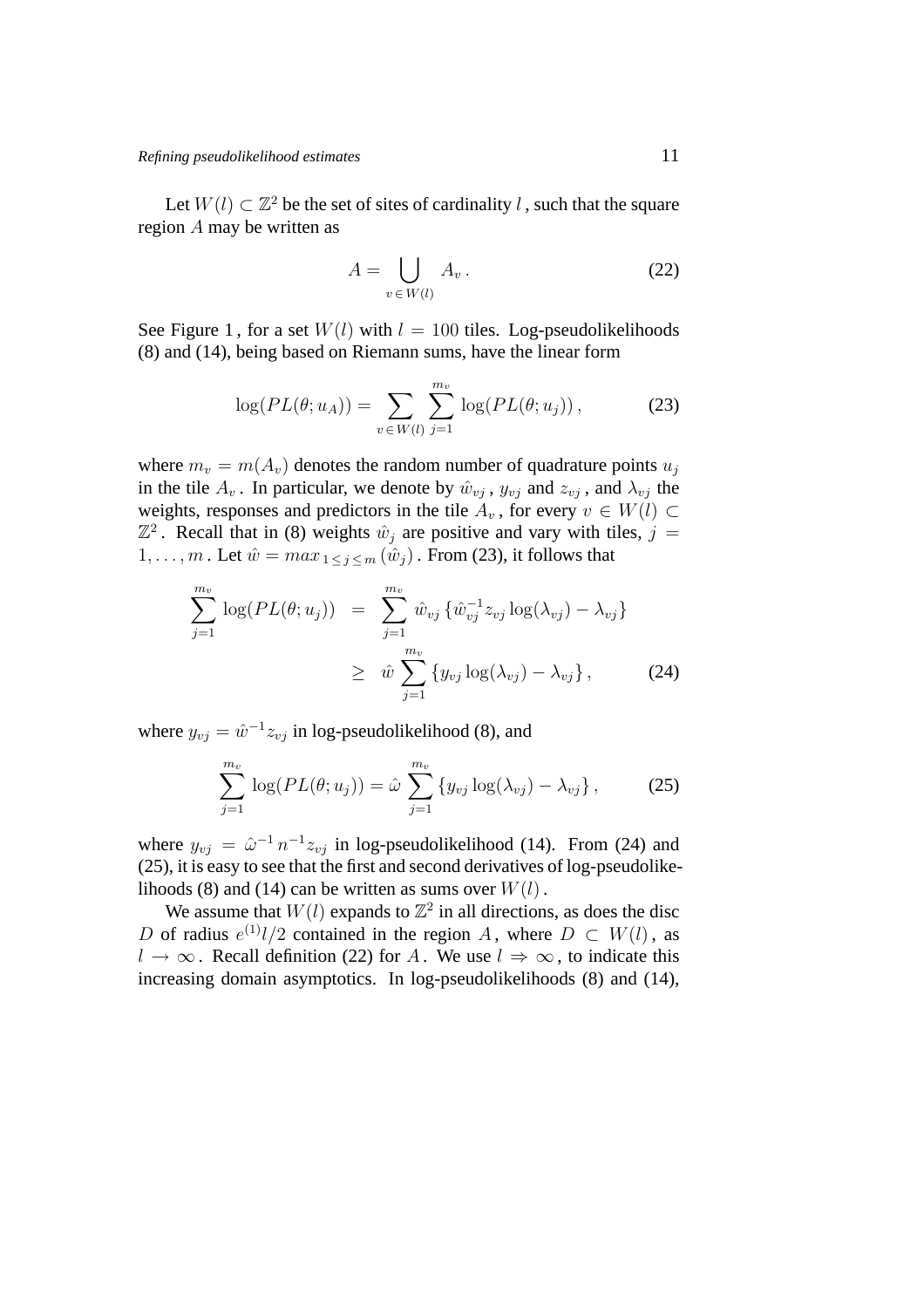Let $W(l) \subset \mathbb{Z}^2$ be the set of sites of cardinality $l$, such that the square region $A$ may be written as

$$A = \bigcup_{v \in W(l)} A_v \,. \tag{22}$$

See Figure 1, for a set $W(l)$ with $l = 100$ tiles. Log-pseudolikelihoods (8) and (14), being based on Riemann sums, have the linear form

$$\log(PL(\theta; u_A)) = \sum_{v \in W(l)} \sum_{j=1}^{m_v} \log(PL(\theta; u_j)) \,, \tag{23}$$

where $m_v = m(A_v)$ denotes the random number of quadrature points $u_j$ in the tile $A_v$. In particular, we denote by $\hat{w}_{vj}$, $y_{vj}$ and $z_{vj}$, and $\lambda_{vj}$ the weights, responses and predictors in the tile $A_v$, for every $v \in W(l) \subset \mathbb{Z}^2$. Recall that in (8) weights $\hat{w}_j$ are positive and vary with tiles, $j = 1, \ldots, m$. Let $\hat{w} = max_{1 \le j \le m}(\hat{w}_j)$. From (23), it follows that

$$\begin{aligned} \sum_{j=1}^{m_v} \log(PL(\theta; u_j)) &= \sum_{j=1}^{m_v} \hat{w}_{vj} \left\{ \hat{w}_{vj}^{-1} z_{vj} \log(\lambda_{vj}) - \lambda_{vj} \right\} \\ &\ge \hat{w} \sum_{j=1}^{m_v} \left\{ y_{vj} \log(\lambda_{vj}) - \lambda_{vj} \right\}, \end{aligned} \tag{24}$$

where $y_{vj} = \hat{w}^{-1} z_{vj}$ in log-pseudolikelihood (8), and

$$\sum_{j=1}^{m_v} \log(PL(\theta; u_j)) = \hat{\omega} \sum_{j=1}^{m_v} \left\{ y_{vj} \log(\lambda_{vj}) - \lambda_{vj} \right\}, \tag{25}$$

where $y_{vj} = \hat{\omega}^{-1} n^{-1} z_{vj}$ in log-pseudolikelihood (14). From (24) and (25), it is easy to see that the first and second derivatives of log-pseudolikelihoods (8) and (14) can be written as sums over $W(l)$.

We assume that $W(l)$ expands to $\mathbb{Z}^2$ in all directions, as does the disc $D$ of radius $e^{(1)} l/2$ contained in the region $A$, where $D \subset W(l)$, as $l \to \infty$. Recall definition (22) for $A$. We use $l \Rightarrow \infty$, to indicate this increasing domain asymptotics. In log-pseudolikelihoods (8) and (14),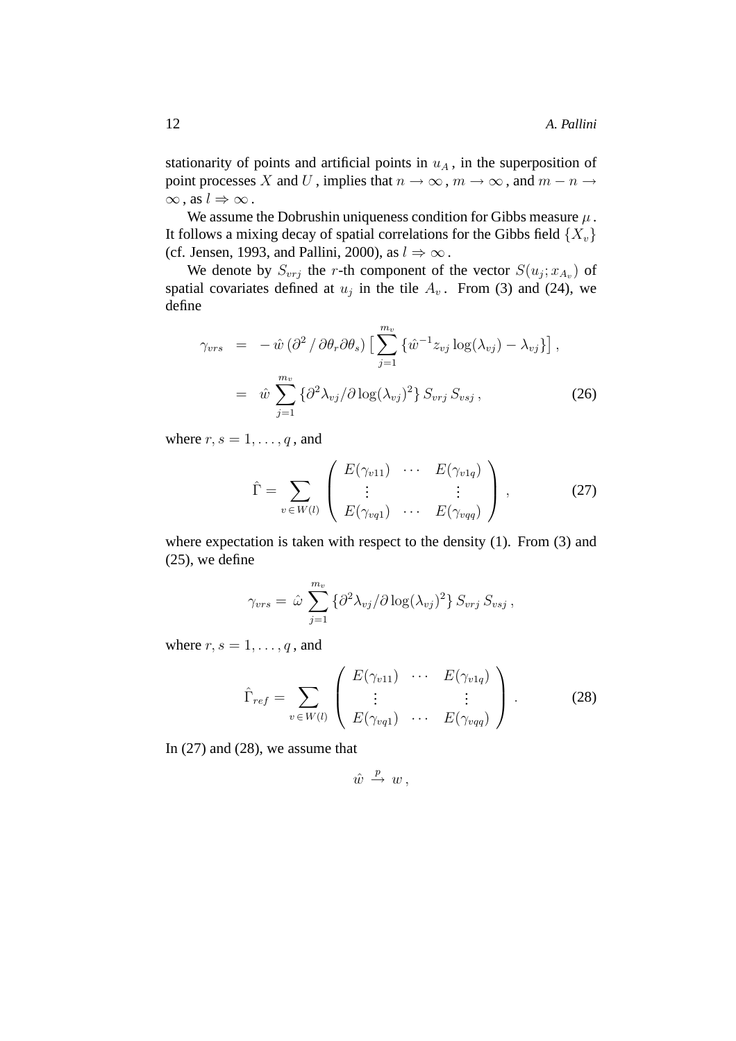stationarity of points and artificial points in $u_A$, in the superposition of point processes $X$ and $U$, implies that $n \to \infty$, $m \to \infty$, and $m - n \to \infty$, as $l \Rightarrow \infty$.

We assume the Dobrushin uniqueness condition for Gibbs measure $\mu$. It follows a mixing decay of spatial correlations for the Gibbs field $\{X_v\}$ (cf. Jensen, 1993, and Pallini, 2000), as $l \Rightarrow \infty$.

We denote by $S_{vrj}$ the $r$-th component of the vector $S(u_j; x_{A_v})$ of spatial covariates defined at $u_j$ in the tile $A_v$. From (3) and (24), we define

$$
\begin{aligned}
\gamma_{vrs} &= -\,\hat{w}\,(\partial^2 / \partial\theta_r \partial\theta_s) \big[ \sum_{j=1}^{m_v} \{ \hat{w}^{-1} z_{vj} \log(\lambda_{vj}) - \lambda_{vj} \} \big] \,, \\
&= \hat{w} \sum_{j=1}^{m_v} \{ \partial^2 \lambda_{vj} / \partial \log(\lambda_{vj})^2 \} \, S_{vrj} \, S_{vsj} \,,
\end{aligned}
\tag{26}
$$

where $r, s = 1, \ldots, q$, and

$$
\hat{\Gamma} = \sum_{v \in W(l)} \begin{pmatrix} E(\gamma_{v11}) & \cdots & E(\gamma_{v1q}) \\ \vdots & & \vdots \\ E(\gamma_{vq1}) & \cdots & E(\gamma_{vqq}) \end{pmatrix} , \tag{27}
$$

where expectation is taken with respect to the density (1). From (3) and (25), we define

$$
\gamma_{vrs} = \hat{\omega} \sum_{j=1}^{m_v} \{ \partial^2 \lambda_{vj} / \partial \log(\lambda_{vj})^2 \} \, S_{vrj} \, S_{vsj} \,,
$$

where $r, s = 1, \ldots, q$, and

$$
\hat{\Gamma}_{ref} = \sum_{v \in W(l)} \begin{pmatrix} E(\gamma_{v11}) & \cdots & E(\gamma_{v1q}) \\ \vdots & & \vdots \\ E(\gamma_{vq1}) & \cdots & E(\gamma_{vqq}) \end{pmatrix} . \tag{28}
$$

In (27) and (28), we assume that

$$
\hat{w} \xrightarrow{p} w \,,
$$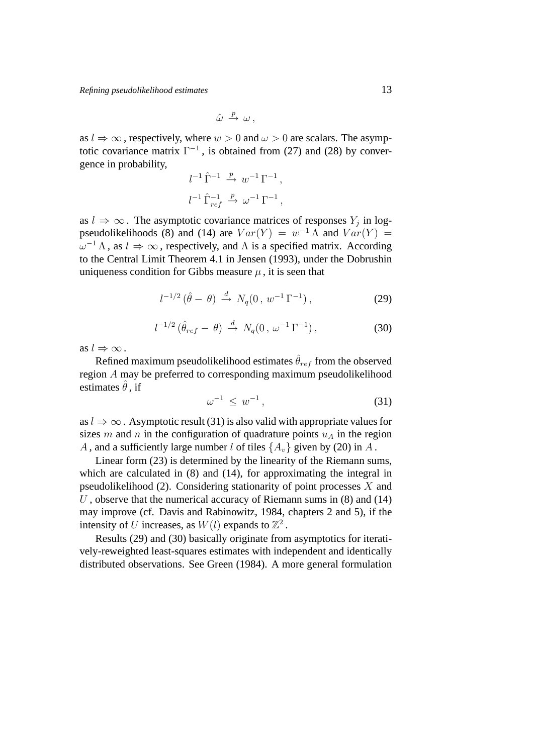$$\hat{\omega} \xrightarrow{p} \omega \,,$$

as $l \Rightarrow \infty$, respectively, where $w > 0$ and $\omega > 0$ are scalars. The asymptotic covariance matrix $\Gamma^{-1}$, is obtained from (27) and (28) by convergence in probability,

$$l^{-1}\,\hat{\Gamma}^{-1} \xrightarrow{p} w^{-1}\,\Gamma^{-1}\,,$$

$$l^{-1}\,\hat{\Gamma}^{-1}_{ref} \xrightarrow{p} \omega^{-1}\,\Gamma^{-1}\,,$$

as $l \Rightarrow \infty$. The asymptotic covariance matrices of responses $Y_j$ in log-pseudolikelihoods (8) and (14) are $Var(Y) = w^{-1}\,\Lambda$ and $Var(Y) = \omega^{-1}\,\Lambda$, as $l \Rightarrow \infty$, respectively, and $\Lambda$ is a specified matrix. According to the Central Limit Theorem 4.1 in Jensen (1993), under the Dobrushin uniqueness condition for Gibbs measure $\mu$, it is seen that

$$l^{-1/2}\,(\hat{\theta} - \theta) \xrightarrow{d} N_q(0\,,\, w^{-1}\,\Gamma^{-1})\,, \tag{29}$$

$$l^{-1/2}\,(\hat{\theta}_{ref} - \theta) \xrightarrow{d} N_q(0\,,\, \omega^{-1}\,\Gamma^{-1})\,, \tag{30}$$

as $l \Rightarrow \infty$.

Refined maximum pseudolikelihood estimates $\hat{\theta}_{ref}$ from the observed region $A$ may be preferred to corresponding maximum pseudolikelihood estimates $\hat{\theta}$, if

$$\omega^{-1} \leq w^{-1}\,, \tag{31}$$

as $l \Rightarrow \infty$. Asymptotic result (31) is also valid with appropriate values for sizes $m$ and $n$ in the configuration of quadrature points $u_A$ in the region $A$, and a sufficiently large number $l$ of tiles $\{A_v\}$ given by (20) in $A$.

Linear form (23) is determined by the linearity of the Riemann sums, which are calculated in (8) and (14), for approximating the integral in pseudolikelihood (2). Considering stationarity of point processes $X$ and $U$, observe that the numerical accuracy of Riemann sums in (8) and (14) may improve (cf. Davis and Rabinowitz, 1984, chapters 2 and 5), if the intensity of $U$ increases, as $W(l)$ expands to $\mathbb{Z}^2$.

Results (29) and (30) basically originate from asymptotics for iteratively-reweighted least-squares estimates with independent and identically distributed observations. See Green (1984). A more general formulation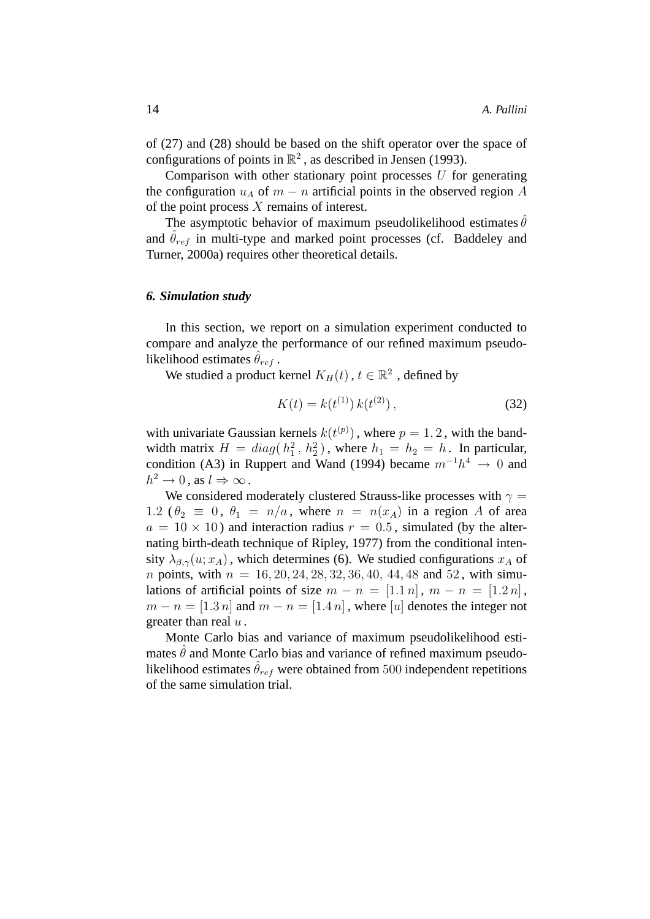of (27) and (28) should be based on the shift operator over the space of configurations of points in $\mathbb{R}^2$, as described in Jensen (1993).

Comparison with other stationary point processes $U$ for generating the configuration $u_A$ of $m - n$ artificial points in the observed region $A$ of the point process $X$ remains of interest.

The asymptotic behavior of maximum pseudolikelihood estimates $\hat{\theta}$ and $\hat{\theta}_{ref}$ in multi-type and marked point processes (cf. Baddeley and Turner, 2000a) requires other theoretical details.

### *6. Simulation study*

In this section, we report on a simulation experiment conducted to compare and analyze the performance of our refined maximum pseudolikelihood estimates $\hat{\theta}_{ref}$.

We studied a product kernel $K_H(t)$, $t \in \mathbb{R}^2$, defined by

$$K(t) = k(t^{(1)})\, k(t^{(2)}), \tag{32}$$

with univariate Gaussian kernels $k(t^{(p)})$, where $p = 1, 2$, with the bandwidth matrix $H = diag(\, h_1^2,\, h_2^2\,)$, where $h_1 = h_2 = h$. In particular, condition (A3) in Ruppert and Wand (1994) became $m^{-1}h^4 \rightarrow 0$ and $h^2 \rightarrow 0$, as $l \Rightarrow \infty$.

We considered moderately clustered Strauss-like processes with $\gamma = 1.2$ ($\theta_2 \equiv 0$, $\theta_1 = n/a$, where $n = n(x_A)$ in a region $A$ of area $a = 10 \times 10$) and interaction radius $r = 0.5$, simulated (by the alternating birth-death technique of Ripley, 1977) from the conditional intensity $\lambda_{\beta,\gamma}(u; x_A)$, which determines (6). We studied configurations $x_A$ of $n$ points, with $n = 16, 20, 24, 28, 32, 36, 40,\ 44, 48$ and $52$, with simulations of artificial points of size $m - n = [1.1\, n]$, $m - n = [1.2\, n]$, $m - n = [1.3\, n]$ and $m - n = [1.4\, n]$, where $[u]$ denotes the integer not greater than real $u$.

Monte Carlo bias and variance of maximum pseudolikelihood estimates $\hat{\theta}$ and Monte Carlo bias and variance of refined maximum pseudolikelihood estimates $\hat{\theta}_{ref}$ were obtained from $500$ independent repetitions of the same simulation trial.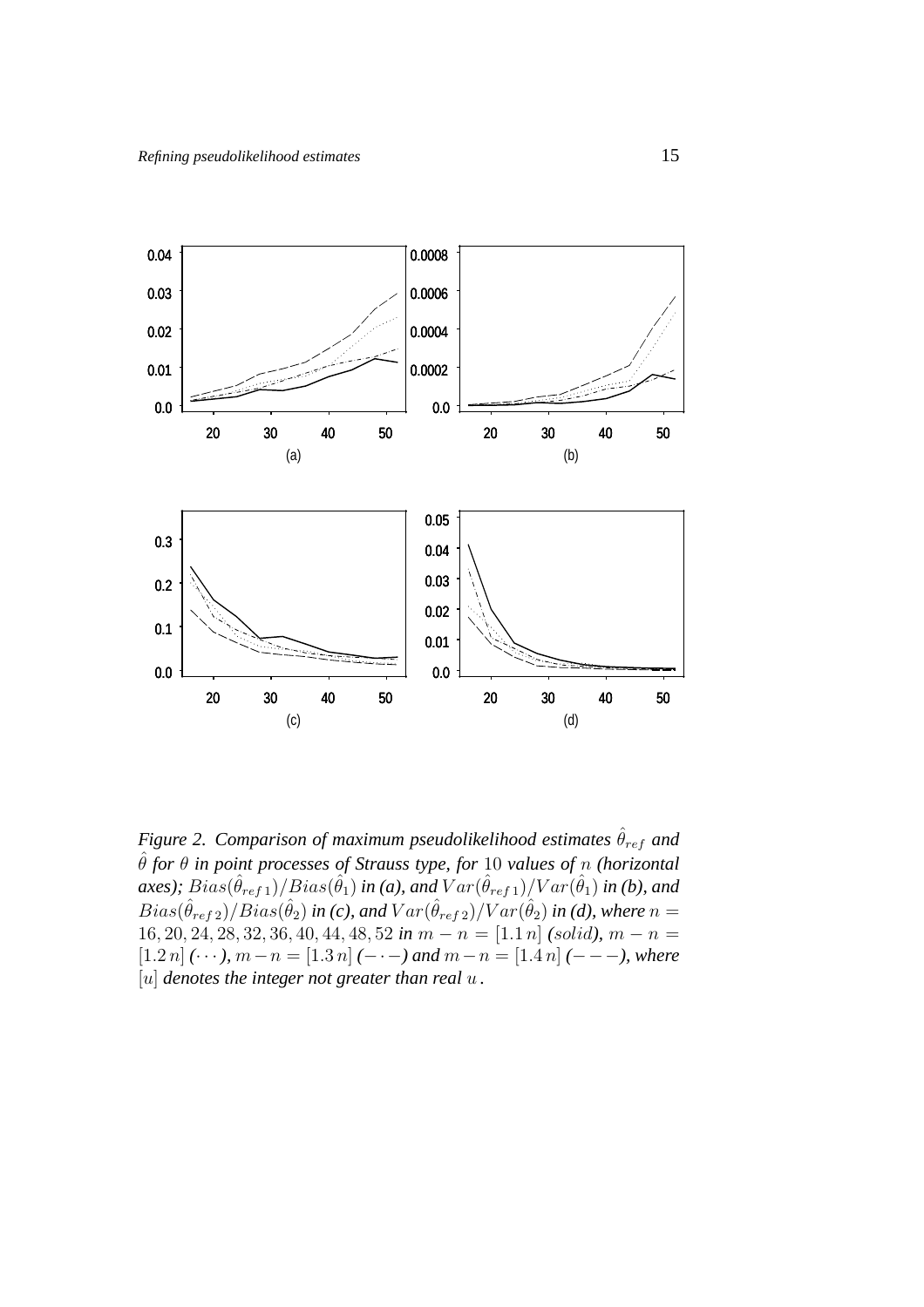*Figure 2. Comparison of maximum pseudolikelihood estimates $\hat{\theta}_{ref}$ and $\hat{\theta}$ for $\theta$ in point processes of Strauss type, for 10 values of $n$ (horizontal axes); $Bias(\hat{\theta}_{ref\,1})/Bias(\hat{\theta}_1)$ in (a), and $Var(\hat{\theta}_{ref\,1})/Var(\hat{\theta}_1)$ in (b), and $Bias(\hat{\theta}_{ref\,2})/Bias(\hat{\theta}_2)$ in (c), and $Var(\hat{\theta}_{ref\,2})/Var(\hat{\theta}_2)$ in (d), where $n = 16, 20, 24, 28, 32, 36, 40, 44, 48, 52$ in $m - n = [1.1\,n]$ (solid), $m - n = [1.2\,n]$ ($\cdots$), $m - n = [1.3\,n]$ ($- \cdot -$) and $m - n = [1.4\,n]$ ($- - -$), where $[u]$ denotes the integer not greater than real $u$.*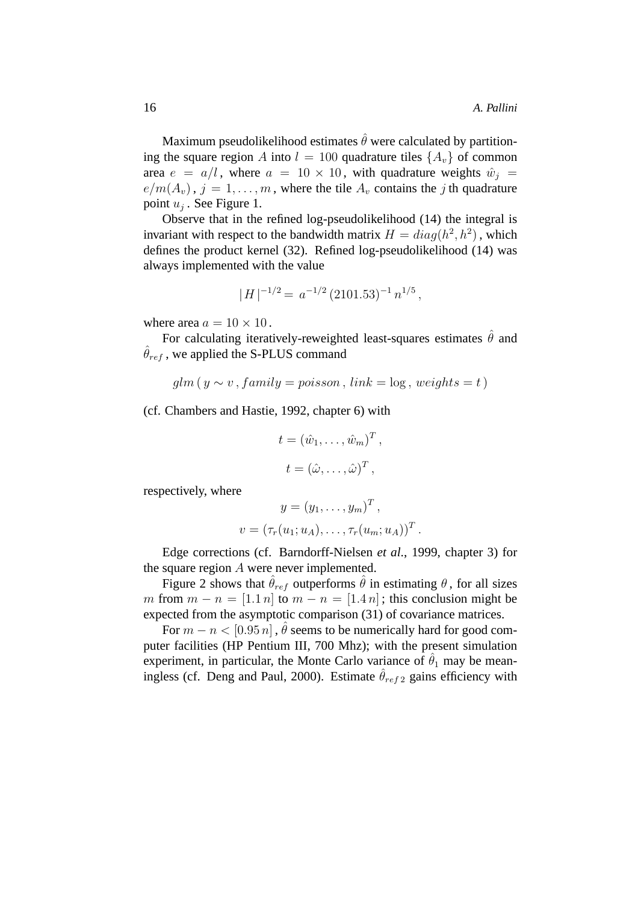Maximum pseudolikelihood estimates $\hat{\theta}$ were calculated by partitioning the square region $A$ into $l = 100$ quadrature tiles $\{A_v\}$ of common area $e = a/l$, where $a = 10 \times 10$, with quadrature weights $\hat{w}_j = e/m(A_v)$, $j = 1, \ldots, m$, where the tile $A_v$ contains the $j$ th quadrature point $u_j$. See Figure 1.

Observe that in the refined log-pseudolikelihood (14) the integral is invariant with respect to the bandwidth matrix $H = diag(h^2, h^2)$, which defines the product kernel (32). Refined log-pseudolikelihood (14) was always implemented with the value

$$|H|^{-1/2} = a^{-1/2}\,(2101.53)^{-1}\,n^{1/5},$$

where area $a = 10 \times 10$.

For calculating iteratively-reweighted least-squares estimates $\hat{\theta}$ and $\hat{\theta}_{ref}$, we applied the S-PLUS command

$$glm\,(\,y \sim v\,, family = poisson\,,\, link = \log\,,\, weights = t\,)$$

(cf. Chambers and Hastie, 1992, chapter 6) with

$$t = (\hat{w}_1, \ldots, \hat{w}_m)^T,$$

$$t = (\hat{\omega}, \ldots, \hat{\omega})^T,$$

respectively, where

$$y = (y_1, \ldots, y_m)^T,$$

$$v = (\tau_r(u_1; u_A), \ldots, \tau_r(u_m; u_A))^T.$$

Edge corrections (cf. Barndorff-Nielsen *et al.*, 1999, chapter 3) for the square region $A$ were never implemented.

Figure 2 shows that $\hat{\theta}_{ref}$ outperforms $\hat{\theta}$ in estimating $\theta$, for all sizes $m$ from $m - n = [1.1\,n]$ to $m - n = [1.4\,n]$; this conclusion might be expected from the asymptotic comparison (31) of covariance matrices.

For $m - n < [0.95\,n]$, $\hat{\theta}$ seems to be numerically hard for good computer facilities (HP Pentium III, 700 Mhz); with the present simulation experiment, in particular, the Monte Carlo variance of $\hat{\theta}_1$ may be meaningless (cf. Deng and Paul, 2000). Estimate $\hat{\theta}_{ref\,2}$ gains efficiency with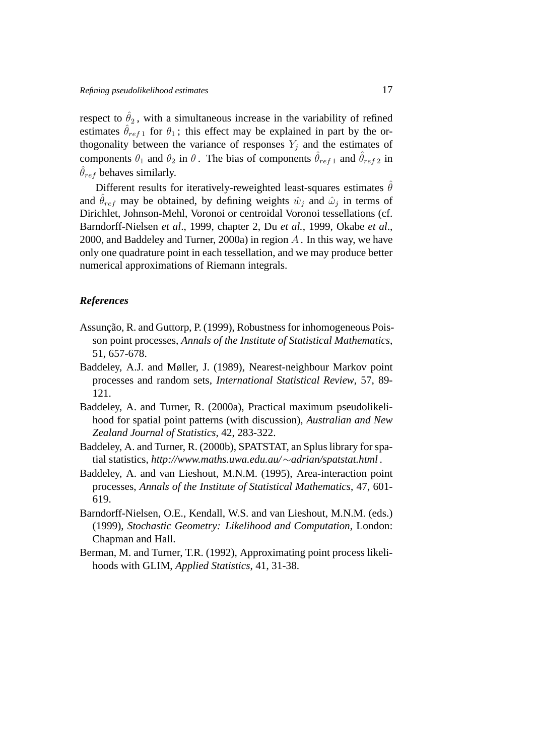respect to $\hat{\theta}_2$, with a simultaneous increase in the variability of refined estimates $\hat{\theta}_{ref\,1}$ for $\theta_1$; this effect may be explained in part by the orthogonality between the variance of responses $Y_j$ and the estimates of components $\theta_1$ and $\theta_2$ in $\theta$. The bias of components $\hat{\theta}_{ref\,1}$ and $\hat{\theta}_{ref\,2}$ in $\hat{\theta}_{ref}$ behaves similarly.

Different results for iteratively-reweighted least-squares estimates $\hat{\theta}$ and $\hat{\theta}_{ref}$ may be obtained, by defining weights $\hat{w}_j$ and $\hat{\omega}_j$ in terms of Dirichlet, Johnson-Mehl, Voronoi or centroidal Voronoi tessellations (cf. Barndorff-Nielsen *et al*., 1999, chapter 2, Du *et al.*, 1999, Okabe *et al*., 2000, and Baddeley and Turner, 2000a) in region $A$. In this way, we have only one quadrature point in each tessellation, and we may produce better numerical approximations of Riemann integrals.

### *References*

Assunção, R. and Guttorp, P. (1999), Robustness for inhomogeneous Poisson point processes, *Annals of the Institute of Statistical Mathematics*, 51, 657-678.

Baddeley, A.J. and Møller, J. (1989), Nearest-neighbour Markov point processes and random sets, *International Statistical Review*, 57, 89-121.

Baddeley, A. and Turner, R. (2000a), Practical maximum pseudolikelihood for spatial point patterns (with discussion), *Australian and New Zealand Journal of Statistics*, 42, 283-322.

Baddeley, A. and Turner, R. (2000b), SPATSTAT, an Splus library for spatial statistics, *http://www.maths.uwa.edu.au/$\sim$adrian/spatstat.html* .

Baddeley, A. and van Lieshout, M.N.M. (1995), Area-interaction point processes, *Annals of the Institute of Statistical Mathematics*, 47, 601-619.

Barndorff-Nielsen, O.E., Kendall, W.S. and van Lieshout, M.N.M. (eds.) (1999), *Stochastic Geometry: Likelihood and Computation*, London: Chapman and Hall.

Berman, M. and Turner, T.R. (1992), Approximating point process likelihoods with GLIM, *Applied Statistics*, 41, 31-38.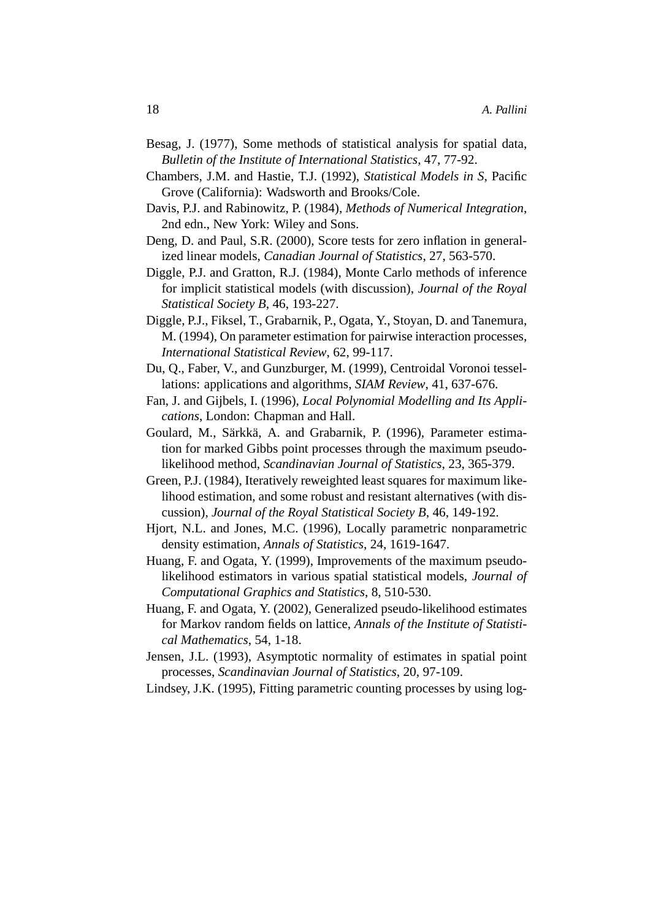Besag, J. (1977), Some methods of statistical analysis for spatial data, *Bulletin of the Institute of International Statistics*, 47, 77-92.

Chambers, J.M. and Hastie, T.J. (1992), *Statistical Models in S*, Pacific Grove (California): Wadsworth and Brooks/Cole.

Davis, P.J. and Rabinowitz, P. (1984), *Methods of Numerical Integration*, 2nd edn., New York: Wiley and Sons.

Deng, D. and Paul, S.R. (2000), Score tests for zero inflation in generalized linear models, *Canadian Journal of Statistics*, 27, 563-570.

Diggle, P.J. and Gratton, R.J. (1984), Monte Carlo methods of inference for implicit statistical models (with discussion), *Journal of the Royal Statistical Society B*, 46, 193-227.

Diggle, P.J., Fiksel, T., Grabarnik, P., Ogata, Y., Stoyan, D. and Tanemura, M. (1994), On parameter estimation for pairwise interaction processes, *International Statistical Review*, 62, 99-117.

Du, Q., Faber, V., and Gunzburger, M. (1999), Centroidal Voronoi tessellations: applications and algorithms, *SIAM Review*, 41, 637-676.

Fan, J. and Gijbels, I. (1996), *Local Polynomial Modelling and Its Applications*, London: Chapman and Hall.

Goulard, M., Särkkä, A. and Grabarnik, P. (1996), Parameter estimation for marked Gibbs point processes through the maximum pseudo-likelihood method, *Scandinavian Journal of Statistics*, 23, 365-379.

Green, P.J. (1984), Iteratively reweighted least squares for maximum likelihood estimation, and some robust and resistant alternatives (with discussion), *Journal of the Royal Statistical Society B*, 46, 149-192.

Hjort, N.L. and Jones, M.C. (1996), Locally parametric nonparametric density estimation, *Annals of Statistics*, 24, 1619-1647.

Huang, F. and Ogata, Y. (1999), Improvements of the maximum pseudo-likelihood estimators in various spatial statistical models, *Journal of Computational Graphics and Statistics*, 8, 510-530.

Huang, F. and Ogata, Y. (2002), Generalized pseudo-likelihood estimates for Markov random fields on lattice, *Annals of the Institute of Statistical Mathematics*, 54, 1-18.

Jensen, J.L. (1993), Asymptotic normality of estimates in spatial point processes, *Scandinavian Journal of Statistics*, 20, 97-109.

Lindsey, J.K. (1995), Fitting parametric counting processes by using log-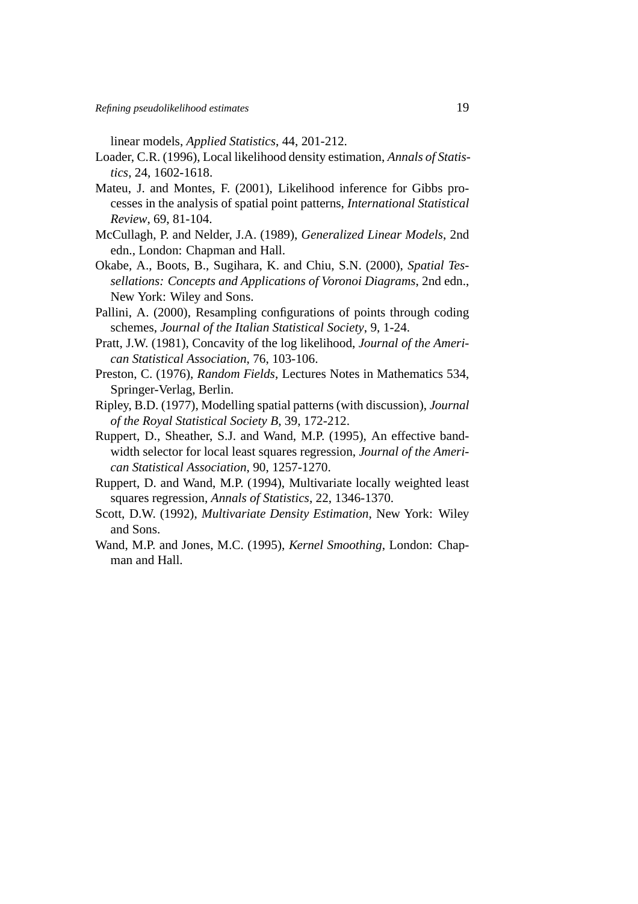linear models, *Applied Statistics*, 44, 201-212.

Loader, C.R. (1996), Local likelihood density estimation, *Annals of Statistics*, 24, 1602-1618.

Mateu, J. and Montes, F. (2001), Likelihood inference for Gibbs processes in the analysis of spatial point patterns, *International Statistical Review*, 69, 81-104.

McCullagh, P. and Nelder, J.A. (1989), *Generalized Linear Models*, 2nd edn., London: Chapman and Hall.

Okabe, A., Boots, B., Sugihara, K. and Chiu, S.N. (2000), *Spatial Tessellations: Concepts and Applications of Voronoi Diagrams*, 2nd edn., New York: Wiley and Sons.

Pallini, A. (2000), Resampling configurations of points through coding schemes, *Journal of the Italian Statistical Society*, 9, 1-24.

Pratt, J.W. (1981), Concavity of the log likelihood, *Journal of the American Statistical Association*, 76, 103-106.

Preston, C. (1976), *Random Fields*, Lectures Notes in Mathematics 534, Springer-Verlag, Berlin.

Ripley, B.D. (1977), Modelling spatial patterns (with discussion), *Journal of the Royal Statistical Society B*, 39, 172-212.

Ruppert, D., Sheather, S.J. and Wand, M.P. (1995), An effective bandwidth selector for local least squares regression, *Journal of the American Statistical Association*, 90, 1257-1270.

Ruppert, D. and Wand, M.P. (1994), Multivariate locally weighted least squares regression, *Annals of Statistics*, 22, 1346-1370.

Scott, D.W. (1992), *Multivariate Density Estimation*, New York: Wiley and Sons.

Wand, M.P. and Jones, M.C. (1995), *Kernel Smoothing*, London: Chapman and Hall.